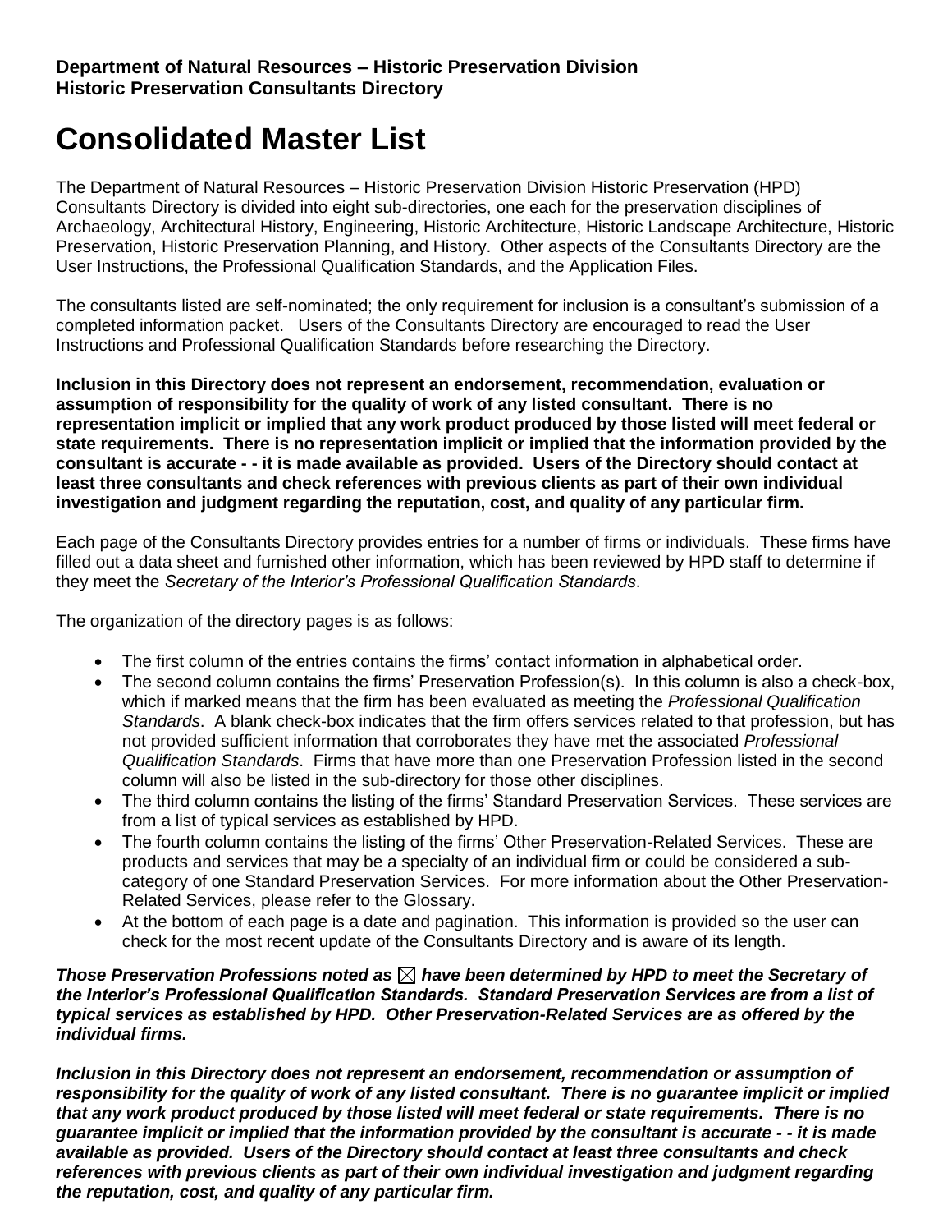**Department of Natural Resources – Historic Preservation Division**
**Historic Preservation Consultants Directory**

# Consolidated Master List

The Department of Natural Resources – Historic Preservation Division Historic Preservation (HPD) Consultants Directory is divided into eight sub-directories, one each for the preservation disciplines of Archaeology, Architectural History, Engineering, Historic Architecture, Historic Landscape Architecture, Historic Preservation, Historic Preservation Planning, and History. Other aspects of the Consultants Directory are the User Instructions, the Professional Qualification Standards, and the Application Files.

The consultants listed are self-nominated; the only requirement for inclusion is a consultant's submission of a completed information packet. Users of the Consultants Directory are encouraged to read the User Instructions and Professional Qualification Standards before researching the Directory.

**Inclusion in this Directory does not represent an endorsement, recommendation, evaluation or assumption of responsibility for the quality of work of any listed consultant. There is no representation implicit or implied that any work product produced by those listed will meet federal or state requirements. There is no representation implicit or implied that the information provided by the consultant is accurate - - it is made available as provided. Users of the Directory should contact at least three consultants and check references with previous clients as part of their own individual investigation and judgment regarding the reputation, cost, and quality of any particular firm.**

Each page of the Consultants Directory provides entries for a number of firms or individuals. These firms have filled out a data sheet and furnished other information, which has been reviewed by HPD staff to determine if they meet the *Secretary of the Interior's Professional Qualification Standards*.

The organization of the directory pages is as follows:

- The first column of the entries contains the firms' contact information in alphabetical order.
- The second column contains the firms' Preservation Profession(s). In this column is also a check-box, which if marked means that the firm has been evaluated as meeting the *Professional Qualification Standards*. A blank check-box indicates that the firm offers services related to that profession, but has not provided sufficient information that corroborates they have met the associated *Professional Qualification Standards*. Firms that have more than one Preservation Profession listed in the second column will also be listed in the sub-directory for those other disciplines.
- The third column contains the listing of the firms' Standard Preservation Services. These services are from a list of typical services as established by HPD.
- The fourth column contains the listing of the firms' Other Preservation-Related Services. These are products and services that may be a specialty of an individual firm or could be considered a sub-category of one Standard Preservation Services. For more information about the Other Preservation-Related Services, please refer to the Glossary.
- At the bottom of each page is a date and pagination. This information is provided so the user can check for the most recent update of the Consultants Directory and is aware of its length.

***Those Preservation Professions noted as ☒ have been determined by HPD to meet the Secretary of the Interior's Professional Qualification Standards. Standard Preservation Services are from a list of typical services as established by HPD. Other Preservation-Related Services are as offered by the individual firms.***

***Inclusion in this Directory does not represent an endorsement, recommendation or assumption of responsibility for the quality of work of any listed consultant. There is no guarantee implicit or implied that any work product produced by those listed will meet federal or state requirements. There is no guarantee implicit or implied that the information provided by the consultant is accurate - - it is made available as provided. Users of the Directory should contact at least three consultants and check references with previous clients as part of their own individual investigation and judgment regarding the reputation, cost, and quality of any particular firm.***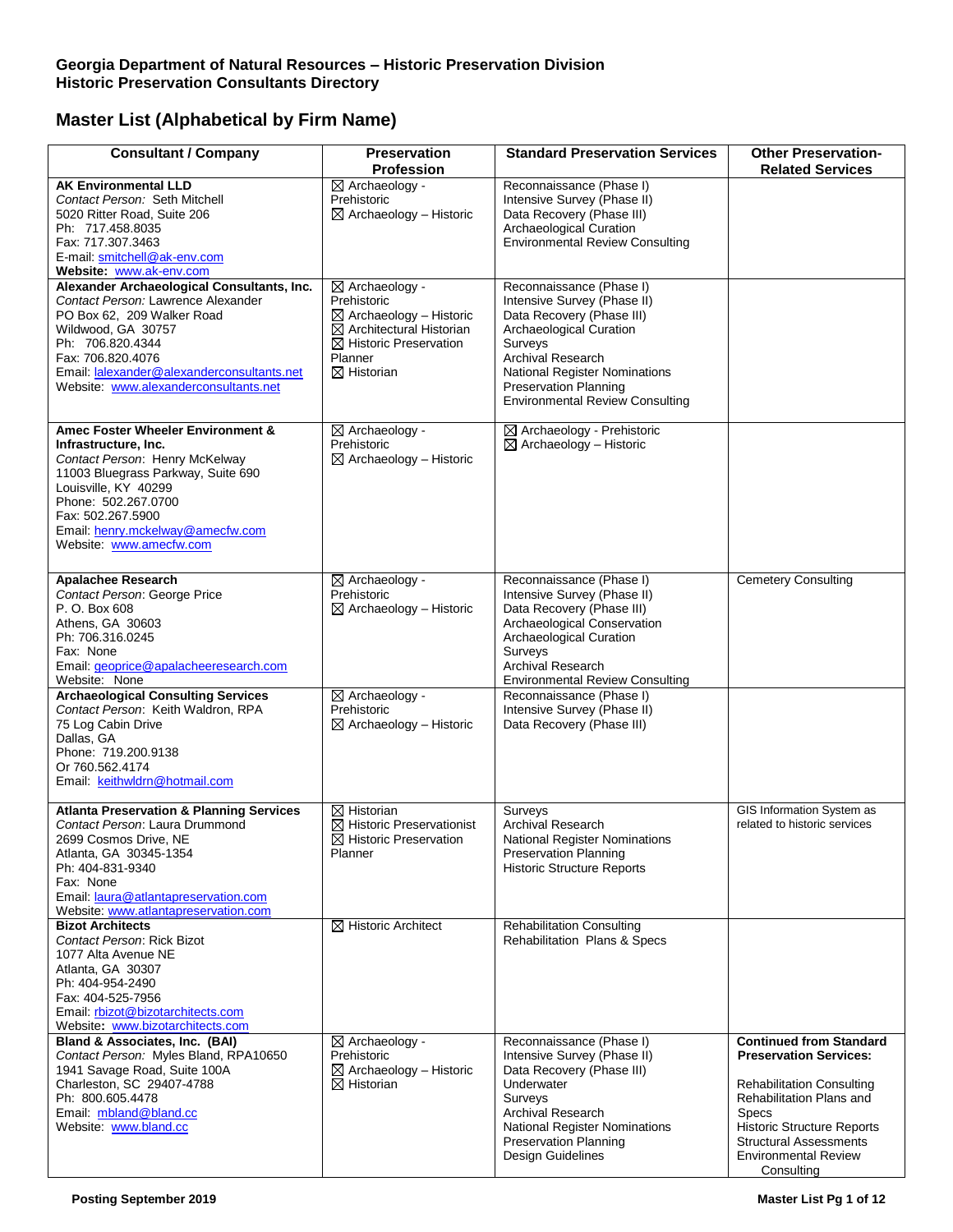**Georgia Department of Natural Resources – Historic Preservation Division**
**Historic Preservation Consultants Directory**

## Master List (Alphabetical by Firm Name)

| Consultant / Company | Preservation Profession | Standard Preservation Services | Other Preservation-Related Services |
|---|---|---|---|
| **AK Environmental LLD**<br>*Contact Person:* Seth Mitchell<br>5020 Ritter Road, Suite 206<br>Ph: 717.458.8035<br>Fax: 717.307.3463<br>E-mail: smitchell@ak-env.com<br>**Website:** www.ak-env.com | ☒ Archaeology - Prehistoric<br>☒ Archaeology – Historic | Reconnaissance (Phase I)<br>Intensive Survey (Phase II)<br>Data Recovery (Phase III)<br>Archaeological Curation<br>Environmental Review Consulting | |
| **Alexander Archaeological Consultants, Inc.**<br>*Contact Person:* Lawrence Alexander<br>PO Box 62, 209 Walker Road<br>Wildwood, GA 30757<br>Ph: 706.820.4344<br>Fax: 706.820.4076<br>Email: lalexander@alexanderconsultants.net<br>Website: www.alexanderconsultants.net | ☒ Archaeology - Prehistoric<br>☒ Archaeology – Historic<br>☒ Architectural Historian<br>☒ Historic Preservation Planner<br>☒ Historian | Reconnaissance (Phase I)<br>Intensive Survey (Phase II)<br>Data Recovery (Phase III)<br>Archaeological Curation<br>Surveys<br>Archival Research<br>National Register Nominations<br>Preservation Planning<br>Environmental Review Consulting | |
| **Amec Foster Wheeler Environment & Infrastructure, Inc.**<br>*Contact Person:* Henry McKelway<br>11003 Bluegrass Parkway, Suite 690<br>Louisville, KY 40299<br>Phone: 502.267.0700<br>Fax: 502.267.5900<br>Email: henry.mckelway@amecfw.com<br>Website: www.amecfw.com | ☒ Archaeology - Prehistoric<br>☒ Archaeology – Historic | ☒ Archaeology - Prehistoric<br>☒ Archaeology – Historic | |
| **Apalachee Research**<br>*Contact Person*: George Price<br>P. O. Box 608<br>Athens, GA 30603<br>Ph: 706.316.0245<br>Fax: None<br>Email: geoprice@apalacheeresearch.com<br>Website: None | ☒ Archaeology - Prehistoric<br>☒ Archaeology – Historic | Reconnaissance (Phase I)<br>Intensive Survey (Phase II)<br>Data Recovery (Phase III)<br>Archaeological Conservation<br>Archaeological Curation<br>Surveys<br>Archival Research<br>Environmental Review Consulting | Cemetery Consulting |
| **Archaeological Consulting Services**<br>*Contact Person*: Keith Waldron, RPA<br>75 Log Cabin Drive<br>Dallas, GA<br>Phone: 719.200.9138<br>Or 760.562.4174<br>Email: keithwldrn@hotmail.com | ☒ Archaeology - Prehistoric<br>☒ Archaeology – Historic | Reconnaissance (Phase I)<br>Intensive Survey (Phase II)<br>Data Recovery (Phase III) | |
| **Atlanta Preservation & Planning Services**<br>*Contact Person*: Laura Drummond<br>2699 Cosmos Drive, NE<br>Atlanta, GA 30345-1354<br>Ph: 404-831-9340<br>Fax: None<br>Email: laura@atlantapreservation.com<br>Website: www.atlantapreservation.com | ☒ Historian<br>☒ Historic Preservationist<br>☒ Historic Preservation Planner | Surveys<br>Archival Research<br>National Register Nominations<br>Preservation Planning<br>Historic Structure Reports | GIS Information System as related to historic services |
| **Bizot Architects**<br>*Contact Person*: Rick Bizot<br>1077 Alta Avenue NE<br>Atlanta, GA 30307<br>Ph: 404-954-2490<br>Fax: 404-525-7956<br>Email: rbizot@bizotarchitects.com<br>**Website:** www.bizotarchitects.com | ☒ Historic Architect | Rehabilitation Consulting<br>Rehabilitation Plans & Specs | |
| **Bland & Associates, Inc. (BAI)**<br>*Contact Person:* Myles Bland, RPA10650<br>1941 Savage Road, Suite 100A<br>Charleston, SC 29407-4788<br>Ph: 800.605.4478<br>Email: mbland@bland.cc<br>Website: www.bland.cc | ☒ Archaeology - Prehistoric<br>☒ Archaeology – Historic<br>☒ Historian | Reconnaissance (Phase I)<br>Intensive Survey (Phase II)<br>Data Recovery (Phase III)<br>Underwater<br>Surveys<br>Archival Research<br>National Register Nominations<br>Preservation Planning<br>Design Guidelines | **Continued from Standard Preservation Services:**<br><br>Rehabilitation Consulting<br>Rehabilitation Plans and Specs<br>Historic Structure Reports<br>Structural Assessments<br>Environmental Review Consulting |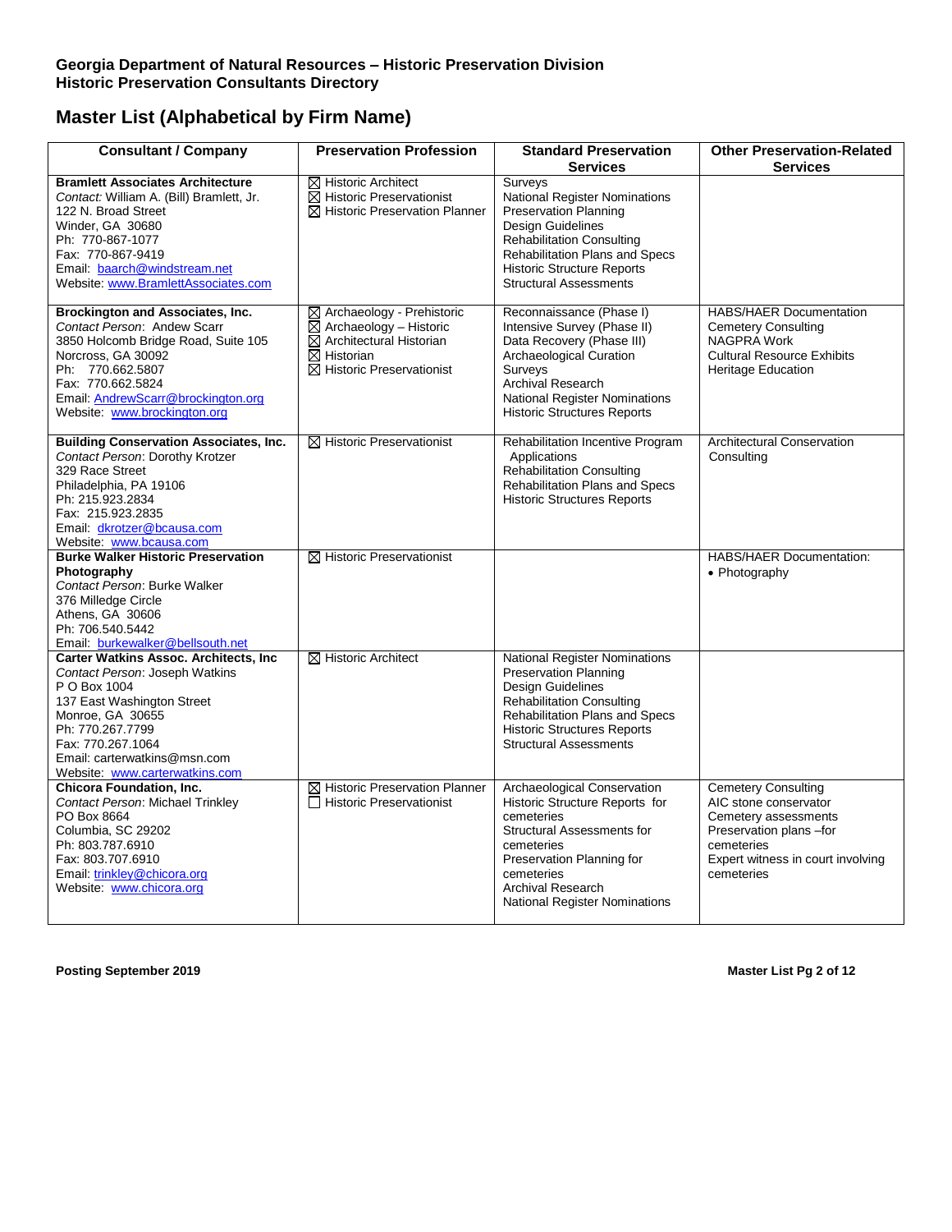## Georgia Department of Natural Resources – Historic Preservation Division
## Historic Preservation Consultants Directory

# Master List (Alphabetical by Firm Name)

| Consultant / Company | Preservation Profession | Standard Preservation Services | Other Preservation-Related Services |
|---|---|---|---|
| **Bramlett Associates Architecture**<br>*Contact:* William A. (Bill) Bramlett, Jr.<br>122 N. Broad Street<br>Winder, GA 30680<br>Ph: 770-867-1077<br>Fax: 770-867-9419<br>Email: baarch@windstream.net<br>Website: www.BramlettAssociates.com | ☒ Historic Architect<br>☒ Historic Preservationist<br>☒ Historic Preservation Planner | Surveys<br>National Register Nominations<br>Preservation Planning<br>Design Guidelines<br>Rehabilitation Consulting<br>Rehabilitation Plans and Specs<br>Historic Structure Reports<br>Structural Assessments | |
| **Brockington and Associates, Inc.**<br>*Contact Person*: Andrew Scarr<br>3850 Holcomb Bridge Road, Suite 105<br>Norcross, GA 30092<br>Ph: 770.662.5807<br>Fax: 770.662.5824<br>Email: AndrewScarr@brockington.org<br>Website: www.brockington.org | ☒ Archaeology - Prehistoric<br>☒ Archaeology – Historic<br>☒ Architectural Historian<br>☒ Historian<br>☒ Historic Preservationist | Reconnaissance (Phase I)<br>Intensive Survey (Phase II)<br>Data Recovery (Phase III)<br>Archaeological Curation<br>Surveys<br>Archival Research<br>National Register Nominations<br>Historic Structures Reports | HABS/HAER Documentation<br>Cemetery Consulting<br>NAGPRA Work<br>Cultural Resource Exhibits<br>Heritage Education |
| **Building Conservation Associates, Inc.**<br>*Contact Person*: Dorothy Krotzer<br>329 Race Street<br>Philadelphia, PA 19106<br>Ph: 215.923.2834<br>Fax: 215.923.2835<br>Email: dkrotzer@bcausa.com<br>Website: www.bcausa.com | ☒ Historic Preservationist | Rehabilitation Incentive Program Applications<br>Rehabilitation Consulting<br>Rehabilitation Plans and Specs<br>Historic Structures Reports | Architectural Conservation Consulting |
| **Burke Walker Historic Preservation Photography**<br>*Contact Person*: Burke Walker<br>376 Milledge Circle<br>Athens, GA 30606<br>Ph: 706.540.5442<br>Email: burkewalker@bellsouth.net | ☒ Historic Preservationist | | HABS/HAER Documentation:<br>• Photography |
| **Carter Watkins Assoc. Architects, Inc**<br>*Contact Person*: Joseph Watkins<br>P O Box 1004<br>137 East Washington Street<br>Monroe, GA 30655<br>Ph: 770.267.7799<br>Fax: 770.267.1064<br>Email: carterwatkins@msn.com<br>Website: www.carterwatkins.com | ☒ Historic Architect | National Register Nominations<br>Preservation Planning<br>Design Guidelines<br>Rehabilitation Consulting<br>Rehabilitation Plans and Specs<br>Historic Structures Reports<br>Structural Assessments | |
| **Chicora Foundation, Inc.**<br>*Contact Person*: Michael Trinkley<br>PO Box 8664<br>Columbia, SC 29202<br>Ph: 803.787.6910<br>Fax: 803.707.6910<br>Email: trinkley@chicora.org<br>Website: www.chicora.org | ☒ Historic Preservation Planner<br>☐ Historic Preservationist | Archaeological Conservation<br>Historic Structure Reports for cemeteries<br>Structural Assessments for cemeteries<br>Preservation Planning for cemeteries<br>Archival Research<br>National Register Nominations | Cemetery Consulting<br>AIC stone conservator<br>Cemetery assessments<br>Preservation plans –for cemeteries<br>Expert witness in court involving cemeteries |

**Posting September 2019**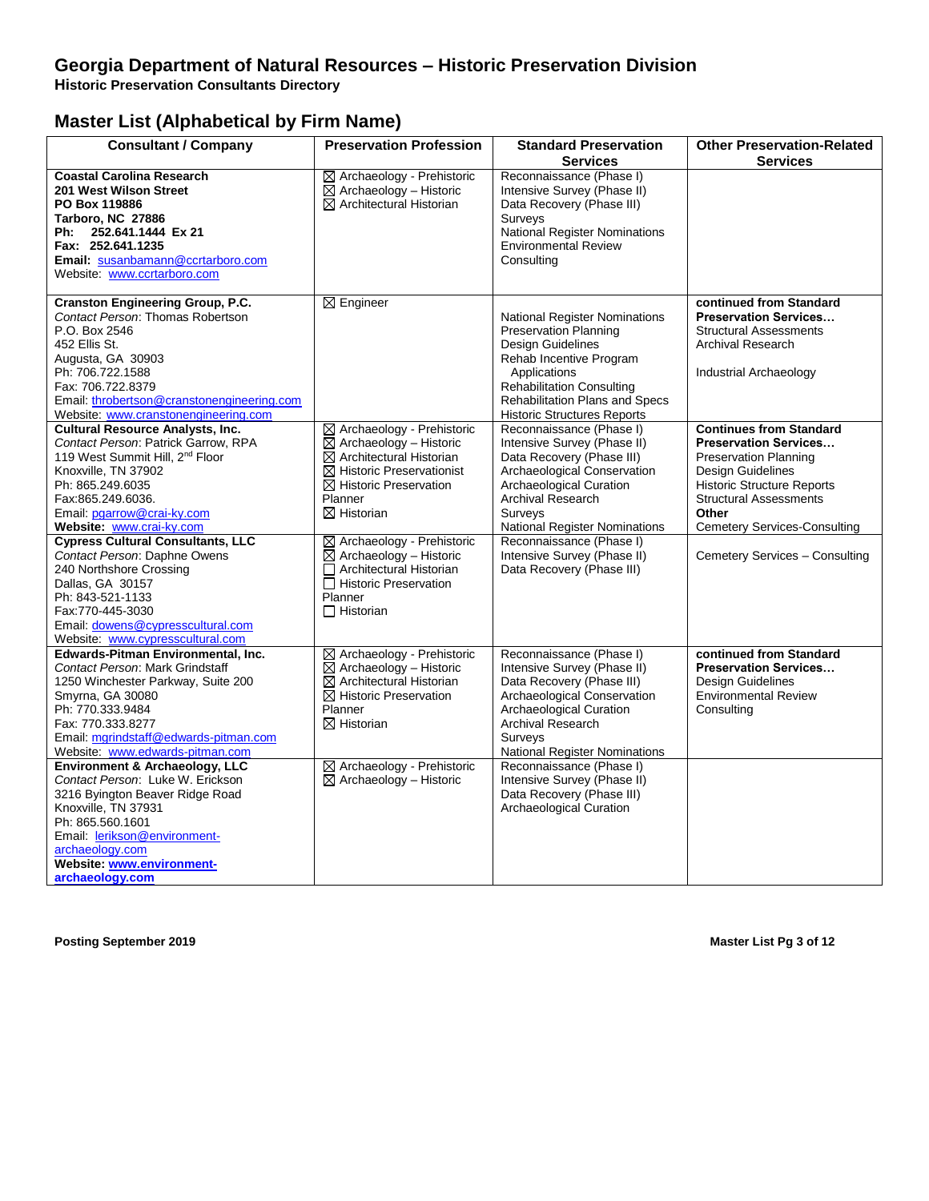# Georgia Department of Natural Resources – Historic Preservation Division

**Historic Preservation Consultants Directory**

## Master List (Alphabetical by Firm Name)

| Consultant / Company | Preservation Profession | Standard Preservation Services | Other Preservation-Related Services |
|---|---|---|---|
| **Coastal Carolina Research**<br>**201 West Wilson Street**<br>**PO Box 119886**<br>**Tarboro, NC 27886**<br>**Ph: 252.641.1444 Ex 21**<br>**Fax: 252.641.1235**<br>**Email:** susanbamann@ccrtarboro.com<br>Website: www.ccrtarboro.com | ☒ Archaeology - Prehistoric<br>☒ Archaeology – Historic<br>☒ Architectural Historian | Reconnaissance (Phase I)<br>Intensive Survey (Phase II)<br>Data Recovery (Phase III)<br>Surveys<br>National Register Nominations<br>Environmental Review<br>Consulting | |
| **Cranston Engineering Group, P.C.**<br>*Contact Person*: Thomas Robertson<br>P.O. Box 2546<br>452 Ellis St.<br>Augusta, GA 30903<br>Ph: 706.722.1588<br>Fax: 706.722.8379<br>Email: throbertson@cranstonengineering.com<br>Website: www.cranstonengineering.com | ☒ Engineer | National Register Nominations<br>Preservation Planning<br>Design Guidelines<br>Rehab Incentive Program Applications<br>Rehabilitation Consulting<br>Rehabilitation Plans and Specs<br>Historic Structures Reports | **continued from Standard Preservation Services…**<br>Structural Assessments<br>Archival Research<br><br>Industrial Archaeology |
| **Cultural Resource Analysts, Inc.**<br>*Contact Person*: Patrick Garrow, RPA<br>119 West Summit Hill, 2nd Floor<br>Knoxville, TN 37902<br>Ph: 865.249.6035<br>Fax:865.249.6036.<br>Email: pgarrow@crai-ky.com<br>**Website:** www.crai-ky.com | ☒ Archaeology - Prehistoric<br>☒ Archaeology – Historic<br>☒ Architectural Historian<br>☒ Historic Preservationist<br>☒ Historic Preservation Planner<br>☒ Historian | Reconnaissance (Phase I)<br>Intensive Survey (Phase II)<br>Data Recovery (Phase III)<br>Archaeological Conservation<br>Archaeological Curation<br>Archival Research<br>Surveys<br>National Register Nominations | **Continues from Standard Preservation Services…**<br>Preservation Planning<br>Design Guidelines<br>Historic Structure Reports<br>Structural Assessments<br>**Other**<br>Cemetery Services-Consulting |
| **Cypress Cultural Consultants, LLC**<br>*Contact Person*: Daphne Owens<br>240 Northshore Crossing<br>Dallas, GA 30157<br>Ph: 843-521-1133<br>Fax:770-445-3030<br>Email: dowens@cypresscultural.com<br>Website: www.cypresscultural.com | ☒ Archaeology - Prehistoric<br>☒ Archaeology – Historic<br>☐ Architectural Historian<br>☐ Historic Preservation Planner<br>☐ Historian | Reconnaissance (Phase I)<br>Intensive Survey (Phase II)<br>Data Recovery (Phase III) | Cemetery Services – Consulting |
| **Edwards-Pitman Environmental, Inc.**<br>*Contact Person*: Mark Grindstaff<br>1250 Winchester Parkway, Suite 200<br>Smyrna, GA 30080<br>Ph: 770.333.9484<br>Fax: 770.333.8277<br>Email: mgrindstaff@edwards-pitman.com<br>Website: www.edwards-pitman.com | ☒ Archaeology - Prehistoric<br>☒ Archaeology – Historic<br>☒ Architectural Historian<br>☒ Historic Preservation Planner<br>☒ Historian | Reconnaissance (Phase I)<br>Intensive Survey (Phase II)<br>Data Recovery (Phase III)<br>Archaeological Conservation<br>Archaeological Curation<br>Archival Research<br>Surveys<br>National Register Nominations | **continued from Standard Preservation Services…**<br>Design Guidelines<br>Environmental Review<br>Consulting |
| **Environment & Archaeology, LLC**<br>*Contact Person*: Luke W. Erickson<br>3216 Byington Beaver Ridge Road<br>Knoxville, TN 37931<br>Ph: 865.560.1601<br>Email: lerikson@environment-archaeology.com<br>**Website: www.environment-archaeology.com** | ☒ Archaeology - Prehistoric<br>☒ Archaeology – Historic | Reconnaissance (Phase I)<br>Intensive Survey (Phase II)<br>Data Recovery (Phase III)<br>Archaeological Curation | |

**Posting September 2019**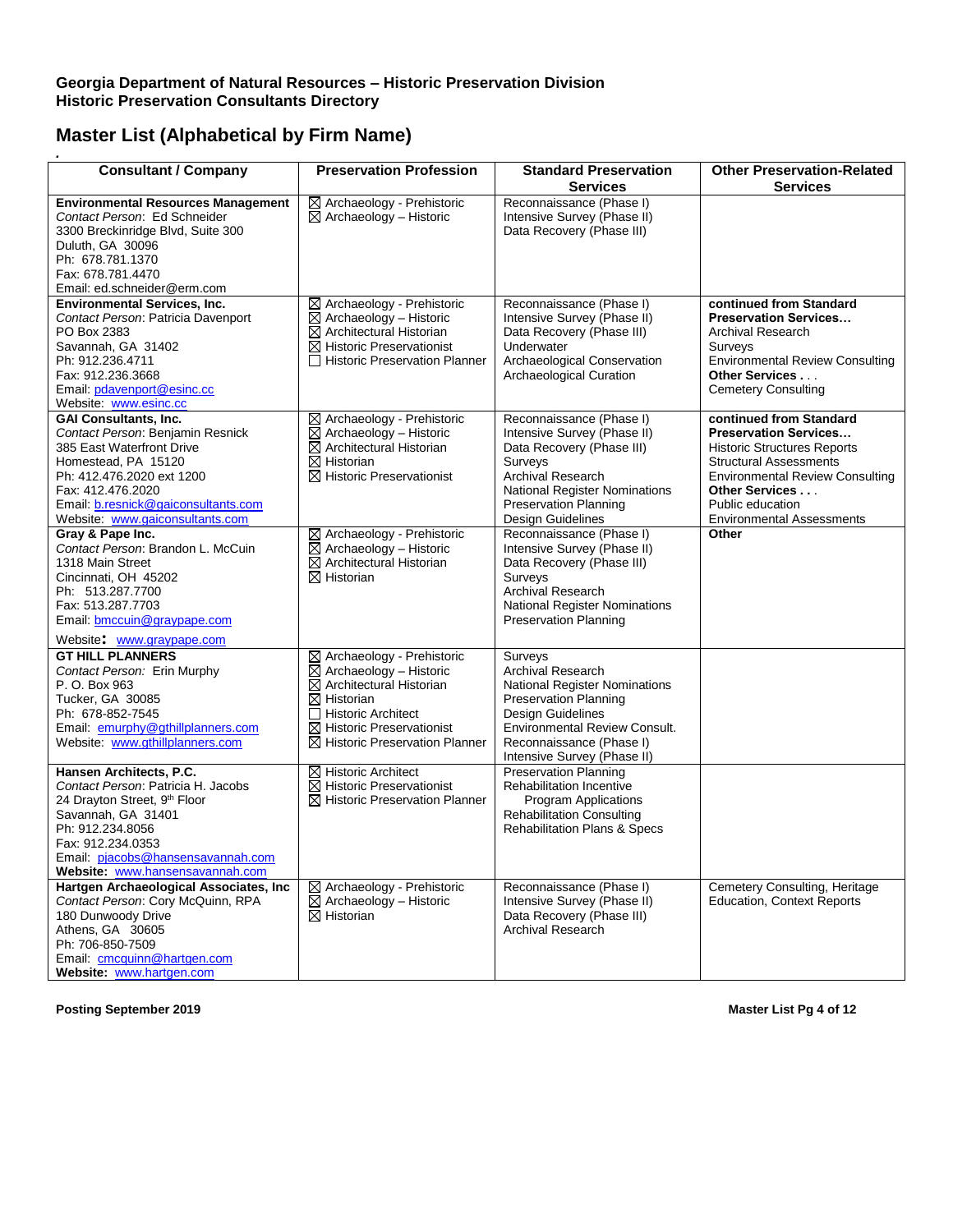**Georgia Department of Natural Resources – Historic Preservation Division**
**Historic Preservation Consultants Directory**

## Master List (Alphabetical by Firm Name)

| Consultant / Company | Preservation Profession | Standard Preservation Services | Other Preservation-Related Services |
|---|---|---|---|
| **Environmental Resources Management**<br>*Contact Person*: Ed Schneider<br>3300 Breckinridge Blvd, Suite 300<br>Duluth, GA 30096<br>Ph: 678.781.1370<br>Fax: 678.781.4470<br>Email: ed.schneider@erm.com | ☒ Archaeology - Prehistoric<br>☒ Archaeology – Historic | Reconnaissance (Phase I)<br>Intensive Survey (Phase II)<br>Data Recovery (Phase III) | |
| **Environmental Services, Inc.**<br>*Contact Person*: Patricia Davenport<br>PO Box 2383<br>Savannah, GA 31402<br>Ph: 912.236.4711<br>Fax: 912.236.3668<br>Email: pdavenport@esinc.cc<br>Website: www.esinc.cc | ☒ Archaeology - Prehistoric<br>☒ Archaeology – Historic<br>☒ Architectural Historian<br>☒ Historic Preservationist<br>☐ Historic Preservation Planner | Reconnaissance (Phase I)<br>Intensive Survey (Phase II)<br>Data Recovery (Phase III)<br>Underwater<br>Archaeological Conservation<br>Archaeological Curation | **continued from Standard Preservation Services…**<br>Archival Research<br>Surveys<br>Environmental Review Consulting<br>**Other Services . . .**<br>Cemetery Consulting |
| **GAI Consultants, Inc.**<br>*Contact Person*: Benjamin Resnick<br>385 East Waterfront Drive<br>Homestead, PA 15120<br>Ph: 412.476.2020 ext 1200<br>Fax: 412.476.2020<br>Email: b.resnick@gaiconsultants.com<br>Website: www.gaiconsultants.com | ☒ Archaeology - Prehistoric<br>☒ Archaeology – Historic<br>☒ Architectural Historian<br>☒ Historian<br>☒ Historic Preservationist | Reconnaissance (Phase I)<br>Intensive Survey (Phase II)<br>Data Recovery (Phase III)<br>Surveys<br>Archival Research<br>National Register Nominations<br>Preservation Planning<br>Design Guidelines | **continued from Standard Preservation Services…**<br>Historic Structures Reports<br>Structural Assessments<br>Environmental Review Consulting<br>**Other Services . . .**<br>Public education<br>Environmental Assessments |
| **Gray & Pape Inc.**<br>*Contact Person*: Brandon L. McCuin<br>1318 Main Street<br>Cincinnati, OH 45202<br>Ph: 513.287.7700<br>Fax: 513.287.7703<br>Email: bmccuin@graypape.com<br>Website: www.graypape.com | ☒ Archaeology - Prehistoric<br>☒ Archaeology – Historic<br>☒ Architectural Historian<br>☒ Historian | Reconnaissance (Phase I)<br>Intensive Survey (Phase II)<br>Data Recovery (Phase III)<br>Surveys<br>Archival Research<br>National Register Nominations<br>Preservation Planning | **Other** |
| **GT HILL PLANNERS**<br>*Contact Person:* Erin Murphy<br>P. O. Box 963<br>Tucker, GA 30085<br>Ph: 678-852-7545<br>Email: emurphy@gthillplanners.com<br>Website: www.gthillplanners.com | ☒ Archaeology - Prehistoric<br>☒ Archaeology – Historic<br>☒ Architectural Historian<br>☒ Historian<br>☐ Historic Architect<br>☒ Historic Preservationist<br>☒ Historic Preservation Planner | Surveys<br>Archival Research<br>National Register Nominations<br>Preservation Planning<br>Design Guidelines<br>Environmental Review Consult.<br>Reconnaissance (Phase I)<br>Intensive Survey (Phase II) | |
| **Hansen Architects, P.C.**<br>*Contact Person*: Patricia H. Jacobs<br>24 Drayton Street, 9th Floor<br>Savannah, GA 31401<br>Ph: 912.234.8056<br>Fax: 912.234.0353<br>Email: pjacobs@hansensavannah.com<br>**Website:** www.hansensavannah.com | ☒ Historic Architect<br>☒ Historic Preservationist<br>☒ Historic Preservation Planner | Preservation Planning<br>Rehabilitation Incentive Program Applications<br>Rehabilitation Consulting<br>Rehabilitation Plans & Specs | |
| **Hartgen Archaeological Associates, Inc**<br>*Contact Person*: Cory McQuinn, RPA<br>180 Dunwoody Drive<br>Athens, GA 30605<br>Ph: 706-850-7509<br>Email: cmcquinn@hartgen.com<br>**Website:** www.hartgen.com | ☒ Archaeology - Prehistoric<br>☒ Archaeology – Historic<br>☒ Historian | Reconnaissance (Phase I)<br>Intensive Survey (Phase II)<br>Data Recovery (Phase III)<br>Archival Research | Cemetery Consulting, Heritage Education, Context Reports |

**Posting September 2019**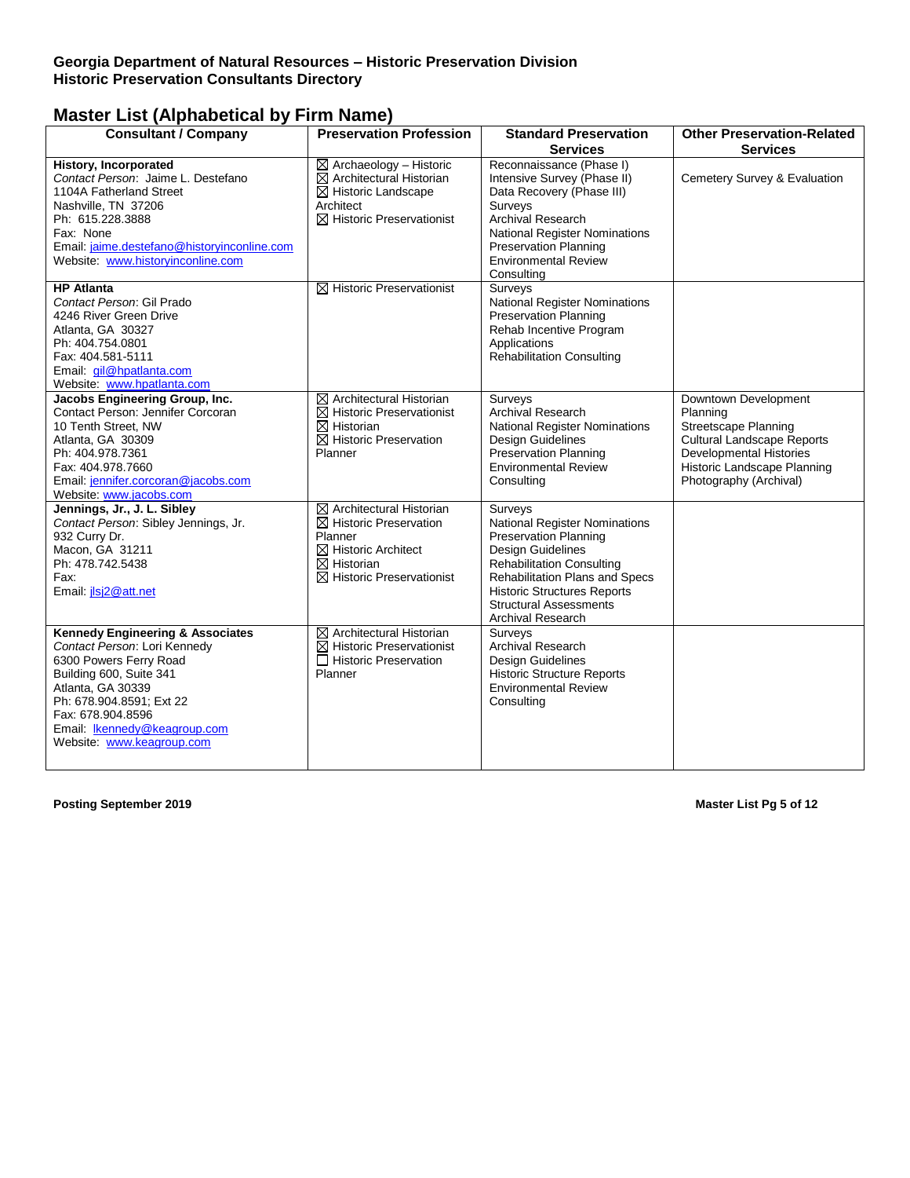**Georgia Department of Natural Resources – Historic Preservation Division**
**Historic Preservation Consultants Directory**

## Master List (Alphabetical by Firm Name)

| Consultant / Company | Preservation Profession | Standard Preservation Services | Other Preservation-Related Services |
|---|---|---|---|
| **History, Incorporated**<br>*Contact Person*: Jaime L. Destefano<br>1104A Fatherland Street<br>Nashville, TN 37206<br>Ph: 615.228.3888<br>Fax: None<br>Email: jaime.destefano@historyinconline.com<br>Website: www.historyinconline.com | ☒ Archaeology – Historic<br>☒ Architectural Historian<br>☒ Historic Landscape Architect<br>☒ Historic Preservationist | Reconnaissance (Phase I)<br>Intensive Survey (Phase II)<br>Data Recovery (Phase III)<br>Surveys<br>Archival Research<br>National Register Nominations<br>Preservation Planning<br>Environmental Review Consulting | Cemetery Survey & Evaluation |
| **HP Atlanta**<br>*Contact Person*: Gil Prado<br>4246 River Green Drive<br>Atlanta, GA 30327<br>Ph: 404.754.0801<br>Fax: 404.581-5111<br>Email: gil@hpatlanta.com<br>Website: www.hpatlanta.com | ☒ Historic Preservationist | Surveys<br>National Register Nominations<br>Preservation Planning<br>Rehab Incentive Program Applications<br>Rehabilitation Consulting | |
| **Jacobs Engineering Group, Inc.**<br>Contact Person: Jennifer Corcoran<br>10 Tenth Street, NW<br>Atlanta, GA 30309<br>Ph: 404.978.7361<br>Fax: 404.978.7660<br>Email: jennifer.corcoran@jacobs.com<br>Website: www.jacobs.com | ☒ Architectural Historian<br>☒ Historic Preservationist<br>☒ Historian<br>☒ Historic Preservation Planner | Surveys<br>Archival Research<br>National Register Nominations<br>Design Guidelines<br>Preservation Planning<br>Environmental Review Consulting | Downtown Development Planning<br>Streetscape Planning<br>Cultural Landscape Reports<br>Developmental Histories<br>Historic Landscape Planning<br>Photography (Archival) |
| **Jennings, Jr., J. L. Sibley**<br>*Contact Person*: Sibley Jennings, Jr.<br>932 Curry Dr.<br>Macon, GA 31211<br>Ph: 478.742.5438<br>Fax:<br>Email: jlsj2@att.net | ☒ Architectural Historian<br>☒ Historic Preservation Planner<br>☒ Historic Architect<br>☒ Historian<br>☒ Historic Preservationist | Surveys<br>National Register Nominations<br>Preservation Planning<br>Design Guidelines<br>Rehabilitation Consulting<br>Rehabilitation Plans and Specs<br>Historic Structures Reports<br>Structural Assessments<br>Archival Research | |
| **Kennedy Engineering & Associates**<br>*Contact Person*: Lori Kennedy<br>6300 Powers Ferry Road<br>Building 600, Suite 341<br>Atlanta, GA 30339<br>Ph: 678.904.8591; Ext 22<br>Fax: 678.904.8596<br>Email: lkennedy@keagroup.com<br>Website: www.keagroup.com | ☒ Architectural Historian<br>☒ Historic Preservationist<br>☐ Historic Preservation Planner | Surveys<br>Archival Research<br>Design Guidelines<br>Historic Structure Reports<br>Environmental Review Consulting | |

**Posting September 2019**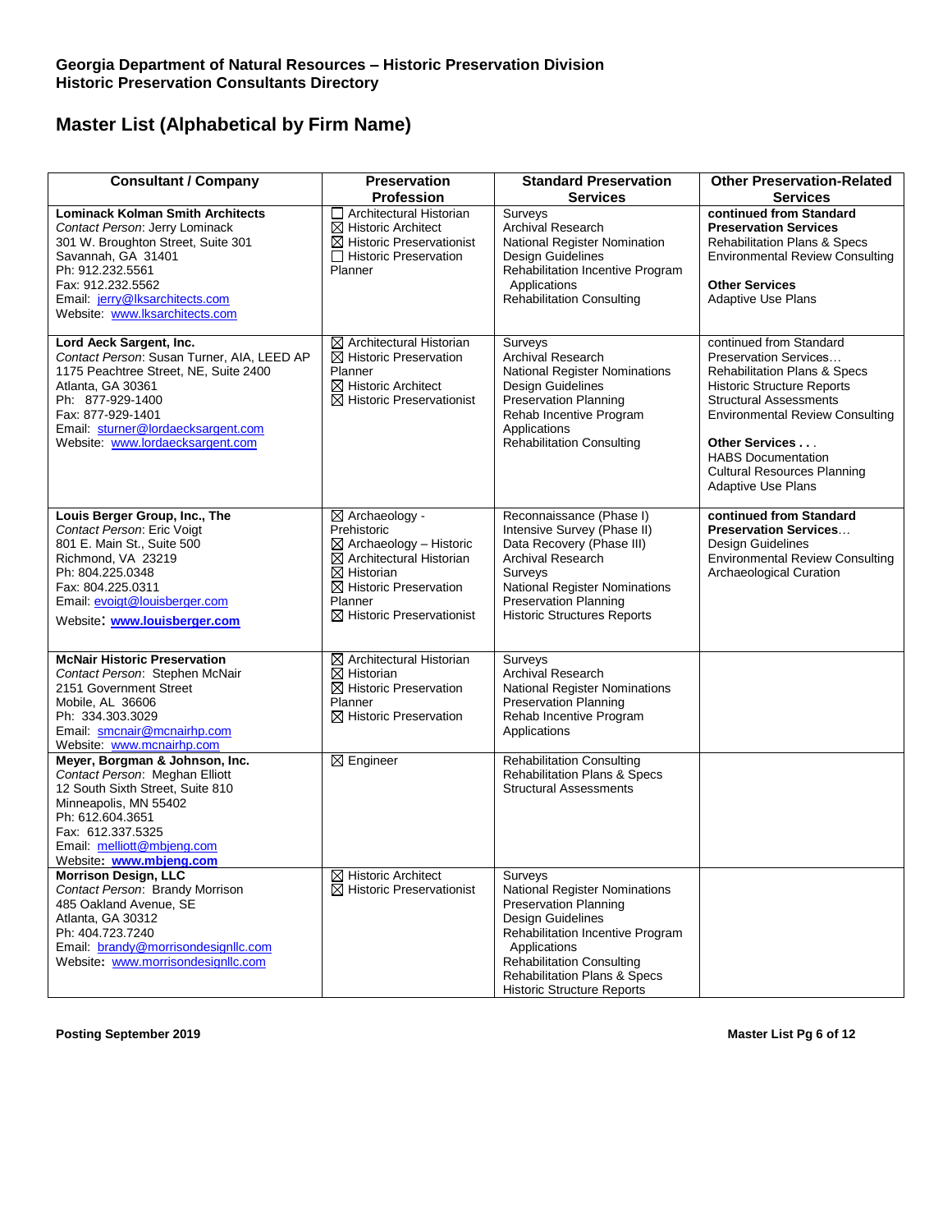**Georgia Department of Natural Resources – Historic Preservation Division**
**Historic Preservation Consultants Directory**

## Master List (Alphabetical by Firm Name)

| Consultant / Company | Preservation Profession | Standard Preservation Services | Other Preservation-Related Services |
|---|---|---|---|
| **Lominack Kolman Smith Architects**<br>*Contact Person*: Jerry Lominack<br>301 W. Broughton Street, Suite 301<br>Savannah, GA 31401<br>Ph: 912.232.5561<br>Fax: 912.232.5562<br>Email: jerry@lksarchitects.com<br>Website: www.lksarchitects.com | ☐ Architectural Historian<br>☒ Historic Architect<br>☒ Historic Preservationist<br>☐ Historic Preservation Planner | Surveys<br>Archival Research<br>National Register Nomination<br>Design Guidelines<br>Rehabilitation Incentive Program Applications<br>Rehabilitation Consulting | **continued from Standard Preservation Services**<br>Rehabilitation Plans & Specs<br>Environmental Review Consulting<br><br>**Other Services**<br>Adaptive Use Plans |
| **Lord Aeck Sargent, Inc.**<br>*Contact Person*: Susan Turner, AIA, LEED AP<br>1175 Peachtree Street, NE, Suite 2400<br>Atlanta, GA 30361<br>Ph: 877-929-1400<br>Fax: 877-929-1401<br>Email: sturner@lordaecksargent.com<br>Website: www.lordaecksargent.com | ☒ Architectural Historian<br>☒ Historic Preservation Planner<br>☒ Historic Architect<br>☒ Historic Preservationist | Surveys<br>Archival Research<br>National Register Nominations<br>Design Guidelines<br>Preservation Planning<br>Rehab Incentive Program Applications<br>Rehabilitation Consulting | continued from Standard Preservation Services…<br>Rehabilitation Plans & Specs<br>Historic Structure Reports<br>Structural Assessments<br>Environmental Review Consulting<br><br>**Other Services . . .**<br>HABS Documentation<br>Cultural Resources Planning<br>Adaptive Use Plans |
| **Louis Berger Group, Inc., The**<br>*Contact Person*: Eric Voigt<br>801 E. Main St., Suite 500<br>Richmond, VA 23219<br>Ph: 804.225.0348<br>Fax: 804.225.0311<br>Email: evoigt@louisberger.com<br>Website: **www.louisberger.com** | ☒ Archaeology - Prehistoric<br>☒ Archaeology – Historic<br>☒ Architectural Historian<br>☒ Historian<br>☒ Historic Preservation Planner<br>☒ Historic Preservationist | Reconnaissance (Phase I)<br>Intensive Survey (Phase II)<br>Data Recovery (Phase III)<br>Archival Research<br>Surveys<br>National Register Nominations<br>Preservation Planning<br>Historic Structures Reports | **continued from Standard Preservation Services…**<br>Design Guidelines<br>Environmental Review Consulting<br>Archaeological Curation |
| **McNair Historic Preservation**<br>*Contact Person*: Stephen McNair<br>2151 Government Street<br>Mobile, AL 36606<br>Ph: 334.303.3029<br>Email: smcnair@mcnairhp.com<br>Website: www.mcnairhp.com | ☒ Architectural Historian<br>☒ Historian<br>☒ Historic Preservation Planner<br>☒ Historic Preservation | Surveys<br>Archival Research<br>National Register Nominations<br>Preservation Planning<br>Rehab Incentive Program Applications | |
| **Meyer, Borgman & Johnson, Inc.**<br>*Contact Person*: Meghan Elliott<br>12 South Sixth Street, Suite 810<br>Minneapolis, MN 55402<br>Ph: 612.604.3651<br>Fax: 612.337.5325<br>Email: melliott@mbjeng.com<br>Website: **www.mbjeng.com** | ☒ Engineer | Rehabilitation Consulting<br>Rehabilitation Plans & Specs<br>Structural Assessments | |
| **Morrison Design, LLC**<br>*Contact Person*: Brandy Morrison<br>485 Oakland Avenue, SE<br>Atlanta, GA 30312<br>Ph: 404.723.7240<br>Email: brandy@morrisondesignllc.com<br>Website: www.morrisondesignllc.com | ☒ Historic Architect<br>☒ Historic Preservationist | Surveys<br>National Register Nominations<br>Preservation Planning<br>Design Guidelines<br>Rehabilitation Incentive Program Applications<br>Rehabilitation Consulting<br>Rehabilitation Plans & Specs<br>Historic Structure Reports | |

**Posting September 2019**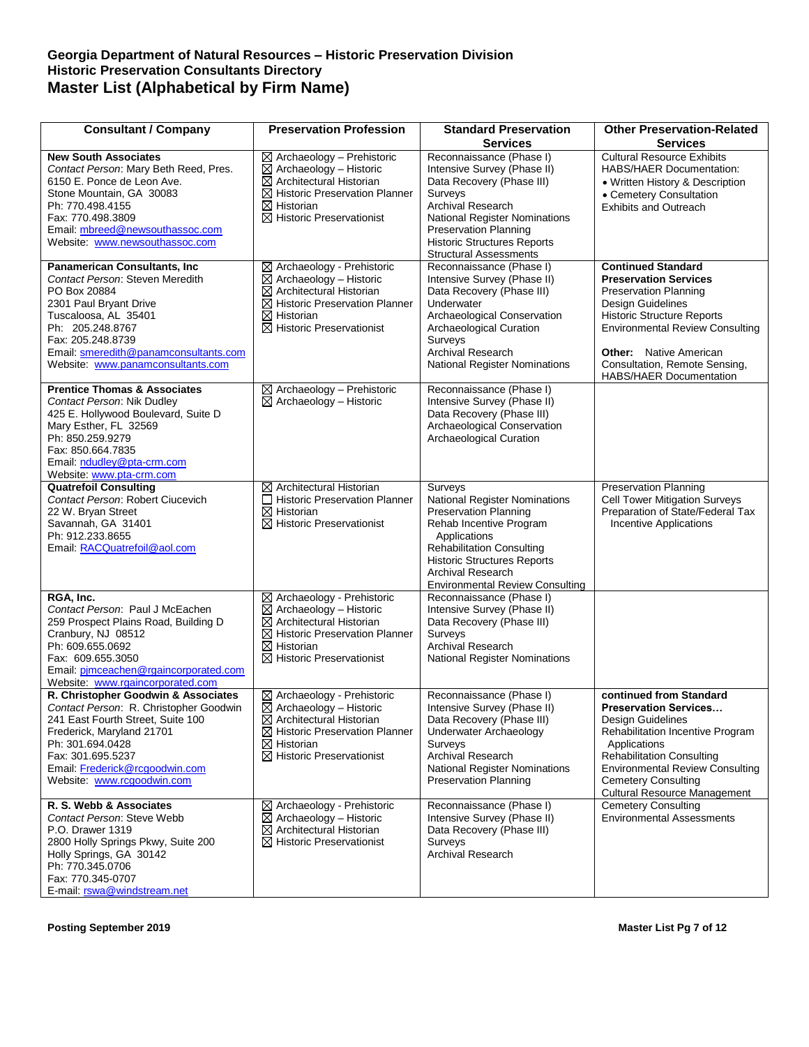# Georgia Department of Natural Resources – Historic Preservation Division
## Historic Preservation Consultants Directory
## Master List (Alphabetical by Firm Name)

| Consultant / Company | Preservation Profession | Standard Preservation Services | Other Preservation-Related Services |
|---|---|---|---|
| **New South Associates**<br>*Contact Person*: Mary Beth Reed, Pres.<br>6150 E. Ponce de Leon Ave.<br>Stone Mountain, GA 30083<br>Ph: 770.498.4155<br>Fax: 770.498.3809<br>Email: mbreed@newsouthassoc.com<br>Website: www.newsouthassoc.com | ☒ Archaeology – Prehistoric<br>☒ Archaeology – Historic<br>☒ Architectural Historian<br>☒ Historic Preservation Planner<br>☒ Historian<br>☒ Historic Preservationist | Reconnaissance (Phase I)<br>Intensive Survey (Phase II)<br>Data Recovery (Phase III)<br>Surveys<br>Archival Research<br>National Register Nominations<br>Preservation Planning<br>Historic Structures Reports<br>Structural Assessments | Cultural Resource Exhibits<br>HABS/HAER Documentation:<br>• Written History & Description<br>• Cemetery Consultation<br>Exhibits and Outreach |
| **Panamerican Consultants, Inc**<br>*Contact Person*: Steven Meredith<br>PO Box 20884<br>2301 Paul Bryant Drive<br>Tuscaloosa, AL 35401<br>Ph: 205.248.8767<br>Fax: 205.248.8739<br>Email: smeredith@panamconsultants.com<br>Website: www.panamconsultants.com | ☒ Archaeology - Prehistoric<br>☒ Archaeology – Historic<br>☒ Architectural Historian<br>☒ Historic Preservation Planner<br>☒ Historian<br>☒ Historic Preservationist | Reconnaissance (Phase I)<br>Intensive Survey (Phase II)<br>Data Recovery (Phase III)<br>Underwater Archaeological Conservation<br>Archaeological Curation<br>Surveys<br>Archival Research<br>National Register Nominations | **Continued Standard Preservation Services**<br>Preservation Planning<br>Design Guidelines<br>Historic Structure Reports<br>Environmental Review Consulting<br><br>**Other:** Native American Consultation, Remote Sensing, HABS/HAER Documentation |
| **Prentice Thomas & Associates**<br>*Contact Person*: Nik Dudley<br>425 E. Hollywood Boulevard, Suite D<br>Mary Esther, FL 32569<br>Ph: 850.259.9279<br>Fax: 850.664.7835<br>Email: ndudley@pta-crm.com<br>Website: www.pta-crm.com | ☒ Archaeology – Prehistoric<br>☒ Archaeology – Historic | Reconnaissance (Phase I)<br>Intensive Survey (Phase II)<br>Data Recovery (Phase III)<br>Archaeological Conservation<br>Archaeological Curation | |
| **Quatrefoil Consulting**<br>*Contact Person*: Robert Ciucevich<br>22 W. Bryan Street<br>Savannah, GA 31401<br>Ph: 912.233.8655<br>Email: RACQuatrefoil@aol.com | ☒ Architectural Historian<br>☐ Historic Preservation Planner<br>☒ Historian<br>☒ Historic Preservationist | Surveys<br>National Register Nominations<br>Preservation Planning<br>Rehab Incentive Program Applications<br>Rehabilitation Consulting<br>Historic Structures Reports<br>Archival Research<br>Environmental Review Consulting | Preservation Planning<br>Cell Tower Mitigation Surveys<br>Preparation of State/Federal Tax Incentive Applications |
| **RGA, Inc.**<br>*Contact Person*: Paul J McEachen<br>259 Prospect Plains Road, Building D<br>Cranbury, NJ 08512<br>Ph: 609.655.0692<br>Fax: 609.655.3050<br>Email: pjmceachen@rgaincorporated.com<br>Website: www.rgaincorporated.com | ☒ Archaeology - Prehistoric<br>☒ Archaeology – Historic<br>☒ Architectural Historian<br>☒ Historic Preservation Planner<br>☒ Historian<br>☒ Historic Preservationist | Reconnaissance (Phase I)<br>Intensive Survey (Phase II)<br>Data Recovery (Phase III)<br>Surveys<br>Archival Research<br>National Register Nominations | |
| **R. Christopher Goodwin & Associates**<br>*Contact Person*: R. Christopher Goodwin<br>241 East Fourth Street, Suite 100<br>Frederick, Maryland 21701<br>Ph: 301.694.0428<br>Fax: 301.695.5237<br>Email: Frederick@rcgoodwin.com<br>Website: www.rcgoodwin.com | ☒ Archaeology - Prehistoric<br>☒ Archaeology – Historic<br>☒ Architectural Historian<br>☒ Historic Preservation Planner<br>☒ Historian<br>☒ Historic Preservationist | Reconnaissance (Phase I)<br>Intensive Survey (Phase II)<br>Data Recovery (Phase III)<br>Underwater Archaeology<br>Surveys<br>Archival Research<br>National Register Nominations<br>Preservation Planning | **continued from Standard Preservation Services…**<br>Design Guidelines<br>Rehabilitation Incentive Program Applications<br>Rehabilitation Consulting<br>Environmental Review Consulting<br>Cemetery Consulting<br>Cultural Resource Management |
| **R. S. Webb & Associates**<br>*Contact Person*: Steve Webb<br>P.O. Drawer 1319<br>2800 Holly Springs Pkwy, Suite 200<br>Holly Springs, GA 30142<br>Ph: 770.345.0706<br>Fax: 770.345-0707<br>E-mail: rswa@windstream.net | ☒ Archaeology - Prehistoric<br>☒ Archaeology – Historic<br>☒ Architectural Historian<br>☒ Historic Preservationist | Reconnaissance (Phase I)<br>Intensive Survey (Phase II)<br>Data Recovery (Phase III)<br>Surveys<br>Archival Research | Cemetery Consulting<br>Environmental Assessments |

**Posting September 2019**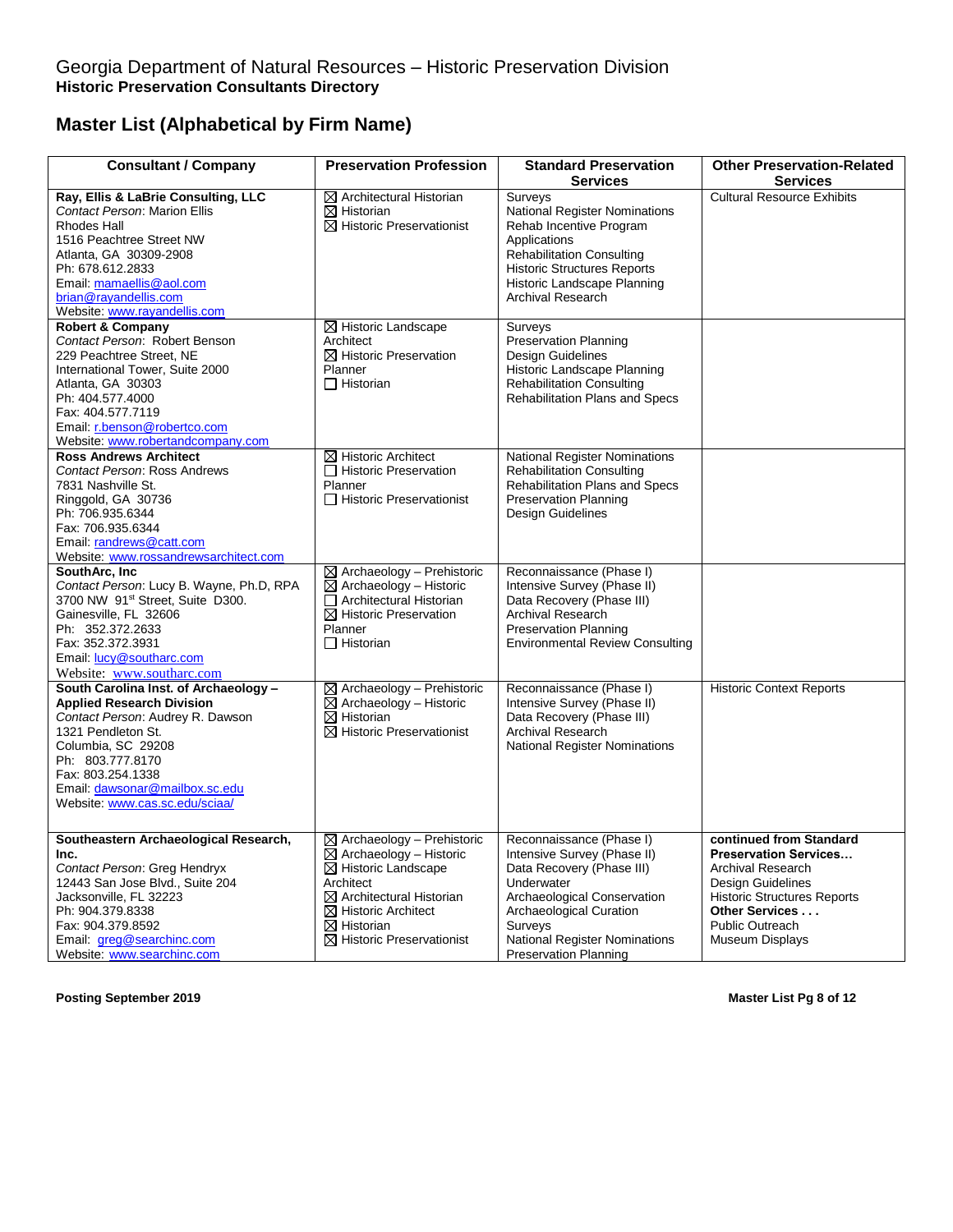# Georgia Department of Natural Resources – Historic Preservation Division
**Historic Preservation Consultants Directory**

## Master List (Alphabetical by Firm Name)

| Consultant / Company | Preservation Profession | Standard Preservation Services | Other Preservation-Related Services |
|---|---|---|---|
| **Ray, Ellis & LaBrie Consulting, LLC**<br>*Contact Person*: Marion Ellis<br>Rhodes Hall<br>1516 Peachtree Street NW<br>Atlanta, GA 30309-2908<br>Ph: 678.612.2833<br>Email: mamaellis@aol.com<br>brian@rayandellis.com<br>Website: www.rayandellis.com | ☒ Architectural Historian<br>☒ Historian<br>☒ Historic Preservationist | Surveys<br>National Register Nominations<br>Rehab Incentive Program Applications<br>Rehabilitation Consulting<br>Historic Structures Reports<br>Historic Landscape Planning<br>Archival Research | Cultural Resource Exhibits |
| **Robert & Company**<br>*Contact Person*: Robert Benson<br>229 Peachtree Street, NE<br>International Tower, Suite 2000<br>Atlanta, GA 30303<br>Ph: 404.577.4000<br>Fax: 404.577.7119<br>Email: r.benson@robertco.com<br>Website: www.robertandcompany.com | ☒ Historic Landscape Architect<br>☒ Historic Preservation Planner<br>☐ Historian | Surveys<br>Preservation Planning<br>Design Guidelines<br>Historic Landscape Planning<br>Rehabilitation Consulting<br>Rehabilitation Plans and Specs | |
| **Ross Andrews Architect**<br>*Contact Person*: Ross Andrews<br>7831 Nashville St.<br>Ringgold, GA 30736<br>Ph: 706.935.6344<br>Fax: 706.935.6344<br>Email: randrews@catt.com<br>Website: www.rossandrewsarchitect.com | ☒ Historic Architect<br>☐ Historic Preservation Planner<br>☐ Historic Preservationist | National Register Nominations<br>Rehabilitation Consulting<br>Rehabilitation Plans and Specs<br>Preservation Planning<br>Design Guidelines | |
| **SouthArc, Inc**<br>*Contact Person*: Lucy B. Wayne, Ph.D, RPA<br>3700 NW 91st Street, Suite D300.<br>Gainesville, FL 32606<br>Ph: 352.372.2633<br>Fax: 352.372.3931<br>Email: lucy@southarc.com<br>Website: www.southarc.com | ☒ Archaeology – Prehistoric<br>☒ Archaeology – Historic<br>☐ Architectural Historian<br>☒ Historic Preservation Planner<br>☐ Historian | Reconnaissance (Phase I)<br>Intensive Survey (Phase II)<br>Data Recovery (Phase III)<br>Archival Research<br>Preservation Planning<br>Environmental Review Consulting | |
| **South Carolina Inst. of Archaeology – Applied Research Division**<br>*Contact Person*: Audrey R. Dawson<br>1321 Pendleton St.<br>Columbia, SC 29208<br>Ph: 803.777.8170<br>Fax: 803.254.1338<br>Email: dawsonar@mailbox.sc.edu<br>Website: www.cas.sc.edu/sciaa/ | ☒ Archaeology – Prehistoric<br>☒ Archaeology – Historic<br>☒ Historian<br>☒ Historic Preservationist | Reconnaissance (Phase I)<br>Intensive Survey (Phase II)<br>Data Recovery (Phase III)<br>Archival Research<br>National Register Nominations | Historic Context Reports |
| **Southeastern Archaeological Research, Inc.**<br>*Contact Person*: Greg Hendryx<br>12443 San Jose Blvd., Suite 204<br>Jacksonville, FL 32223<br>Ph: 904.379.8338<br>Fax: 904.379.8592<br>Email: greg@searchinc.com<br>Website: www.searchinc.com | ☒ Archaeology – Prehistoric<br>☒ Archaeology – Historic<br>☒ Historic Landscape Architect<br>☒ Architectural Historian<br>☒ Historic Architect<br>☒ Historian<br>☒ Historic Preservationist | Reconnaissance (Phase I)<br>Intensive Survey (Phase II)<br>Data Recovery (Phase III)<br>Underwater<br>Archaeological Conservation<br>Archaeological Curation<br>Surveys<br>National Register Nominations<br>Preservation Planning | **continued from Standard Preservation Services…**<br>Archival Research<br>Design Guidelines<br>Historic Structures Reports<br>**Other Services . . .**<br>Public Outreach<br>Museum Displays |

**Posting September 2019**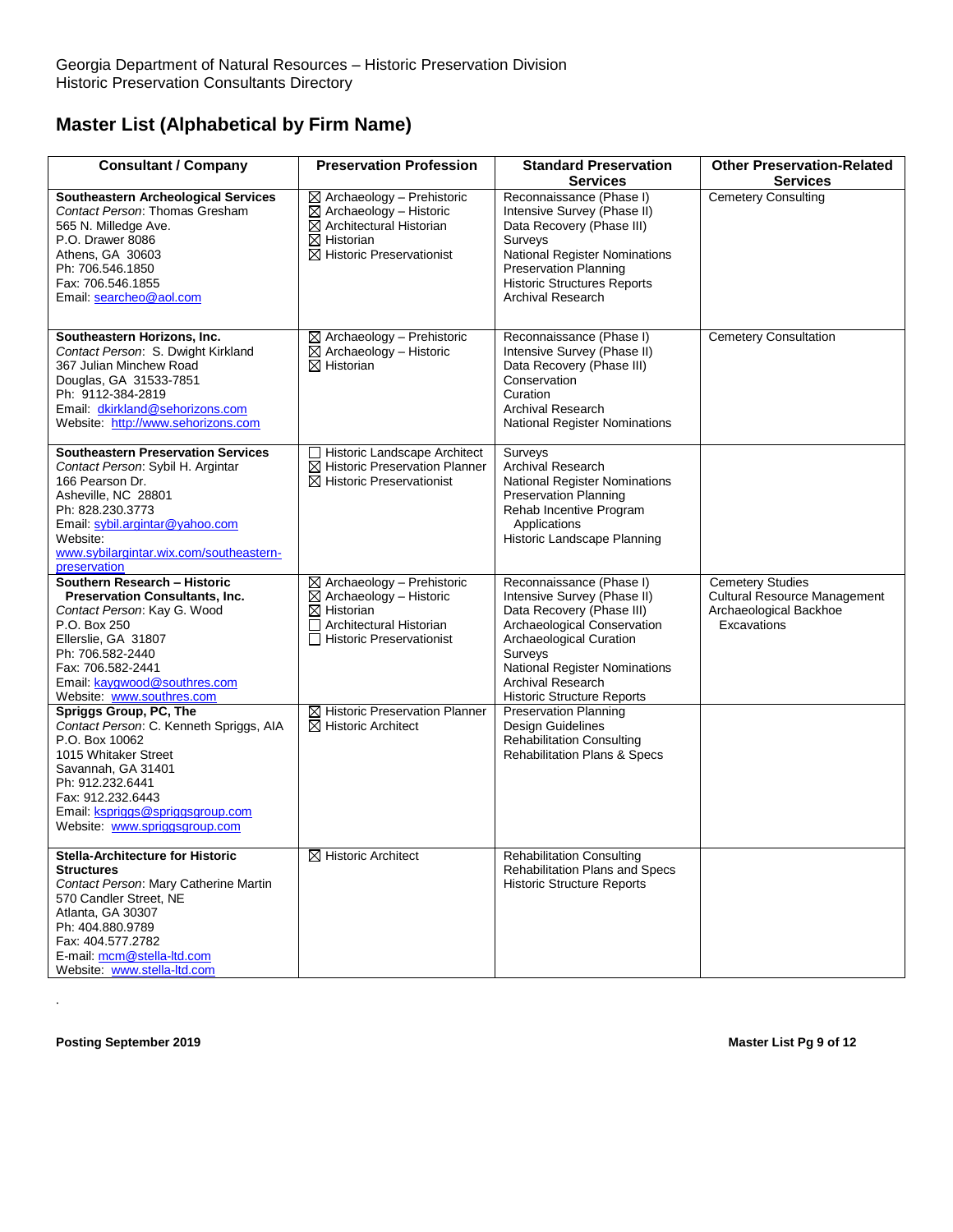Georgia Department of Natural Resources – Historic Preservation Division
Historic Preservation Consultants Directory

## Master List (Alphabetical by Firm Name)

| Consultant / Company | Preservation Profession | Standard Preservation Services | Other Preservation-Related Services |
|---|---|---|---|
| **Southeastern Archeological Services**<br>*Contact Person*: Thomas Gresham<br>565 N. Milledge Ave.<br>P.O. Drawer 8086<br>Athens, GA 30603<br>Ph: 706.546.1850<br>Fax: 706.546.1855<br>Email: searcheo@aol.com | ☒ Archaeology – Prehistoric<br>☒ Archaeology – Historic<br>☒ Architectural Historian<br>☒ Historian<br>☒ Historic Preservationist | Reconnaissance (Phase I)<br>Intensive Survey (Phase II)<br>Data Recovery (Phase III)<br>Surveys<br>National Register Nominations<br>Preservation Planning<br>Historic Structures Reports<br>Archival Research | Cemetery Consulting |
| **Southeastern Horizons, Inc.**<br>*Contact Person*: S. Dwight Kirkland<br>367 Julian Minchew Road<br>Douglas, GA 31533-7851<br>Ph: 9112-384-2819<br>Email: dkirkland@sehorizons.com<br>Website: http://www.sehorizons.com | ☒ Archaeology – Prehistoric<br>☒ Archaeology – Historic<br>☒ Historian | Reconnaissance (Phase I)<br>Intensive Survey (Phase II)<br>Data Recovery (Phase III)<br>Conservation<br>Curation<br>Archival Research<br>National Register Nominations | Cemetery Consultation |
| **Southeastern Preservation Services**<br>*Contact Person*: Sybil H. Argintar<br>166 Pearson Dr.<br>Asheville, NC 28801<br>Ph: 828.230.3773<br>Email: sybil.argintar@yahoo.com<br>Website: www.sybilargintar.wix.com/southeastern-preservation | ☐ Historic Landscape Architect<br>☒ Historic Preservation Planner<br>☒ Historic Preservationist | Surveys<br>Archival Research<br>National Register Nominations<br>Preservation Planning<br>Rehab Incentive Program Applications<br>Historic Landscape Planning | |
| **Southern Research – Historic Preservation Consultants, Inc.**<br>*Contact Person*: Kay G. Wood<br>P.O. Box 250<br>Ellerslie, GA 31807<br>Ph: 706.582-2440<br>Fax: 706.582-2441<br>Email: kaygwood@southres.com<br>Website: www.southres.com | ☒ Archaeology – Prehistoric<br>☒ Archaeology – Historic<br>☒ Historian<br>☐ Architectural Historian<br>☐ Historic Preservationist | Reconnaissance (Phase I)<br>Intensive Survey (Phase II)<br>Data Recovery (Phase III)<br>Archaeological Conservation<br>Archaeological Curation<br>Surveys<br>National Register Nominations<br>Archival Research<br>Historic Structure Reports | Cemetery Studies<br>Cultural Resource Management<br>Archaeological Backhoe Excavations |
| **Spriggs Group, PC, The**<br>*Contact Person*: C. Kenneth Spriggs, AIA<br>P.O. Box 10062<br>1015 Whitaker Street<br>Savannah, GA 31401<br>Ph: 912.232.6441<br>Fax: 912.232.6443<br>Email: kspriggs@spriggsgroup.com<br>Website: www.spriggsgroup.com | ☒ Historic Preservation Planner<br>☒ Historic Architect | Preservation Planning<br>Design Guidelines<br>Rehabilitation Consulting<br>Rehabilitation Plans & Specs | |
| **Stella-Architecture for Historic Structures**<br>*Contact Person*: Mary Catherine Martin<br>570 Candler Street, NE<br>Atlanta, GA 30307<br>Ph: 404.880.9789<br>Fax: 404.577.2782<br>E-mail: mcm@stella-ltd.com<br>Website: www.stella-ltd.com | ☒ Historic Architect | Rehabilitation Consulting<br>Rehabilitation Plans and Specs<br>Historic Structure Reports | |

.

**Posting September 2019**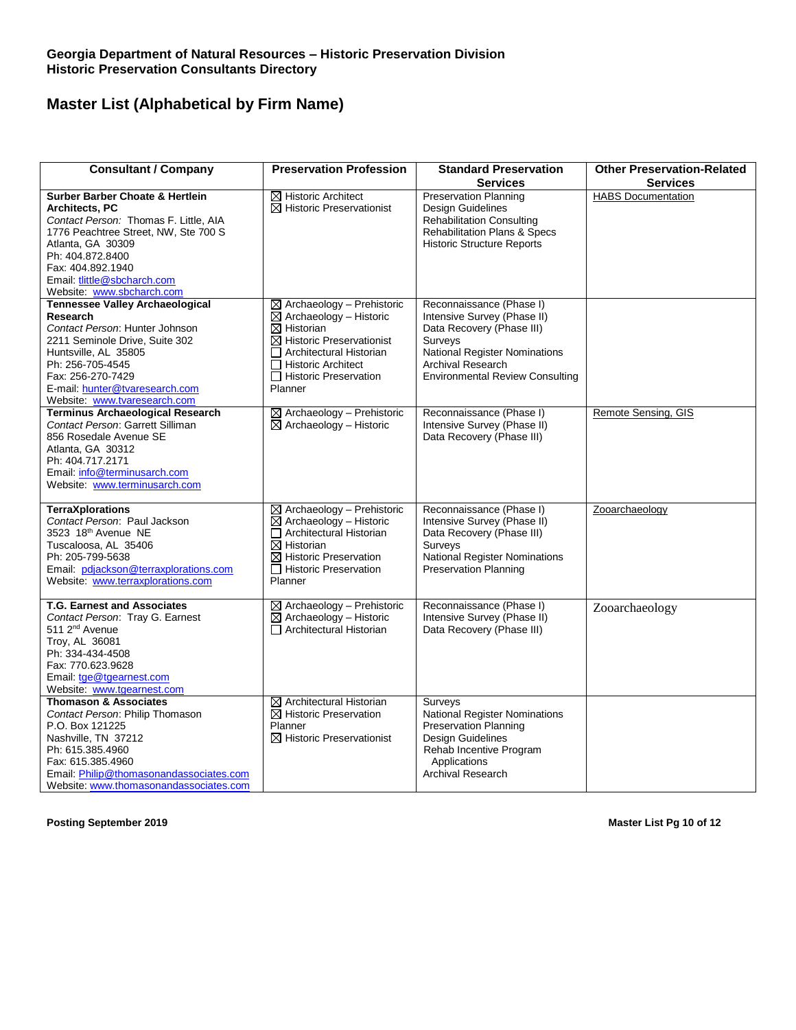**Georgia Department of Natural Resources – Historic Preservation Division**
**Historic Preservation Consultants Directory**

## Master List (Alphabetical by Firm Name)

| Consultant / Company | Preservation Profession | Standard Preservation Services | Other Preservation-Related Services |
|---|---|---|---|
| **Surber Barber Choate & Hertlein Architects, PC**<br>*Contact Person:* Thomas F. Little, AIA<br>1776 Peachtree Street, NW, Ste 700 S<br>Atlanta, GA 30309<br>Ph: 404.872.8400<br>Fax: 404.892.1940<br>Email: tlittle@sbcharch.com<br>Website: www.sbcharch.com | ☒ Historic Architect<br>☒ Historic Preservationist | Preservation Planning<br>Design Guidelines<br>Rehabilitation Consulting<br>Rehabilitation Plans & Specs<br>Historic Structure Reports | HABS Documentation |
| **Tennessee Valley Archaeological Research**<br>*Contact Person*: Hunter Johnson<br>2211 Seminole Drive, Suite 302<br>Huntsville, AL 35805<br>Ph: 256-705-4545<br>Fax: 256-270-7429<br>E-mail: hunter@tvaresearch.com<br>Website: www.tvaresearch.com | ☒ Archaeology – Prehistoric<br>☒ Archaeology – Historic<br>☒ Historian<br>☒ Historic Preservationist<br>☐ Architectural Historian<br>☐ Historic Architect<br>☐ Historic Preservation Planner | Reconnaissance (Phase I)<br>Intensive Survey (Phase II)<br>Data Recovery (Phase III)<br>Surveys<br>National Register Nominations<br>Archival Research<br>Environmental Review Consulting | |
| **Terminus Archaeological Research**<br>*Contact Person*: Garrett Silliman<br>856 Rosedale Avenue SE<br>Atlanta, GA 30312<br>Ph: 404.717.2171<br>Email: info@terminusarch.com<br>Website: www.terminusarch.com | ☒ Archaeology – Prehistoric<br>☒ Archaeology – Historic | Reconnaissance (Phase I)<br>Intensive Survey (Phase II)<br>Data Recovery (Phase III) | Remote Sensing, GIS |
| **TerraXplorations**<br>*Contact Person*: Paul Jackson<br>3523 18th Avenue NE<br>Tuscaloosa, AL 35406<br>Ph: 205-799-5638<br>Email: pdjackson@terraxplorations.com<br>Website: www.terraxplorations.com | ☒ Archaeology – Prehistoric<br>☒ Archaeology – Historic<br>☐ Architectural Historian<br>☒ Historian<br>☒ Historic Preservation<br>☐ Historic Preservation Planner | Reconnaissance (Phase I)<br>Intensive Survey (Phase II)<br>Data Recovery (Phase III)<br>Surveys<br>National Register Nominations<br>Preservation Planning | Zooarchaeology |
| **T.G. Earnest and Associates**<br>*Contact Person*: Tray G. Earnest<br>511 2nd Avenue<br>Troy, AL 36081<br>Ph: 334-434-4508<br>Fax: 770.623.9628<br>Email: tge@tgearnest.com<br>Website: www.tgearnest.com | ☒ Archaeology – Prehistoric<br>☒ Archaeology – Historic<br>☐ Architectural Historian | Reconnaissance (Phase I)<br>Intensive Survey (Phase II)<br>Data Recovery (Phase III) | Zooarchaeology |
| **Thomason & Associates**<br>*Contact Person*: Philip Thomason<br>P.O. Box 121225<br>Nashville, TN 37212<br>Ph: 615.385.4960<br>Fax: 615.385.4960<br>Email: Philip@thomasonandassociates.com<br>Website: www.thomasonandassociates.com | ☒ Architectural Historian<br>☒ Historic Preservation Planner<br>☒ Historic Preservationist | Surveys<br>National Register Nominations<br>Preservation Planning<br>Design Guidelines<br>Rehab Incentive Program Applications<br>Archival Research | |

**Posting September 2019**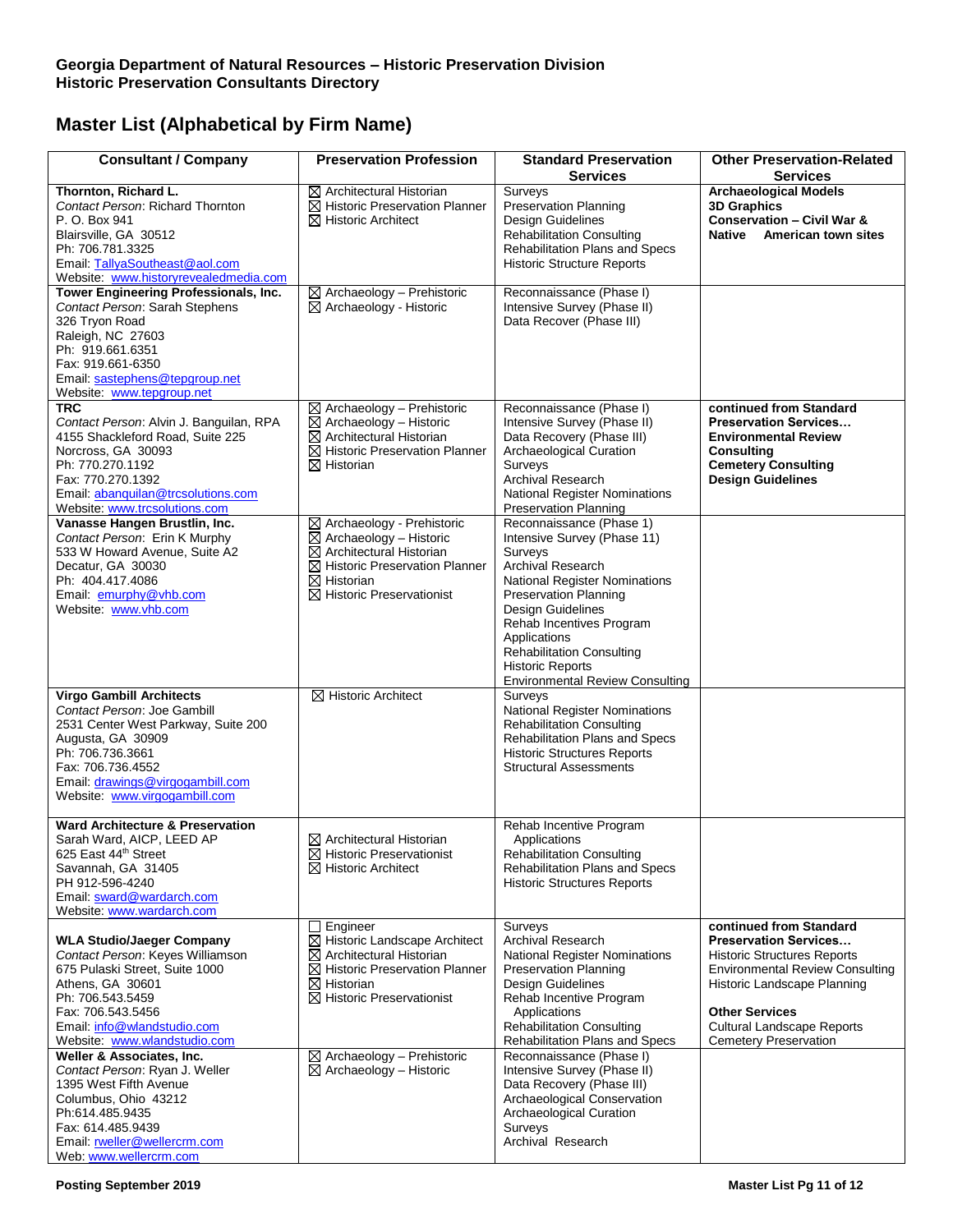**Georgia Department of Natural Resources – Historic Preservation Division**
**Historic Preservation Consultants Directory**

## Master List (Alphabetical by Firm Name)

| Consultant / Company | Preservation Profession | Standard Preservation Services | Other Preservation-Related Services |
|---|---|---|---|
| **Thornton, Richard L.**<br>*Contact Person*: Richard Thornton<br>P. O. Box 941<br>Blairsville, GA 30512<br>Ph: 706.781.3325<br>Email: TallyaSoutheast@aol.com<br>Website: www.historyrevealedmedia.com | ☒ Architectural Historian<br>☒ Historic Preservation Planner<br>☒ Historic Architect | Surveys<br>Preservation Planning<br>Design Guidelines<br>Rehabilitation Consulting<br>Rehabilitation Plans and Specs<br>Historic Structure Reports | **Archaeological Models**<br>**3D Graphics**<br>**Conservation – Civil War & Native American town sites** |
| **Tower Engineering Professionals, Inc.**<br>*Contact Person*: Sarah Stephens<br>326 Tryon Road<br>Raleigh, NC 27603<br>Ph: 919.661.6351<br>Fax: 919.661-6350<br>Email: sastephens@tepgroup.net<br>Website: www.tepgroup.net | ☒ Archaeology – Prehistoric<br>☒ Archaeology - Historic | Reconnaissance (Phase I)<br>Intensive Survey (Phase II)<br>Data Recover (Phase III) | |
| **TRC**<br>*Contact Person*: Alvin J. Banguilan, RPA<br>4155 Shackleford Road, Suite 225<br>Norcross, GA 30093<br>Ph: 770.270.1192<br>Fax: 770.270.1392<br>Email: abanquilan@trcsolutions.com<br>Website: www.trcsolutions.com | ☒ Archaeology – Prehistoric<br>☒ Archaeology – Historic<br>☒ Architectural Historian<br>☒ Historic Preservation Planner<br>☒ Historian | Reconnaissance (Phase I)<br>Intensive Survey (Phase II)<br>Data Recovery (Phase III)<br>Archaeological Curation<br>Surveys<br>Archival Research<br>National Register Nominations<br>Preservation Planning | **continued from Standard Preservation Services…**<br>**Environmental Review Consulting**<br>**Cemetery Consulting**<br>**Design Guidelines** |
| **Vanasse Hangen Brustlin, Inc.**<br>*Contact Person*: Erin K Murphy<br>533 W Howard Avenue, Suite A2<br>Decatur, GA 30030<br>Ph: 404.417.4086<br>Email: emurphy@vhb.com<br>Website: www.vhb.com | ☒ Archaeology - Prehistoric<br>☒ Archaeology – Historic<br>☒ Architectural Historian<br>☒ Historic Preservation Planner<br>☒ Historian<br>☒ Historic Preservationist | Reconnaissance (Phase 1)<br>Intensive Survey (Phase 11)<br>Surveys<br>Archival Research<br>National Register Nominations<br>Preservation Planning<br>Design Guidelines<br>Rehab Incentives Program Applications<br>Rehabilitation Consulting<br>Historic Reports<br>Environmental Review Consulting | |
| **Virgo Gambill Architects**<br>*Contact Person*: Joe Gambill<br>2531 Center West Parkway, Suite 200<br>Augusta, GA 30909<br>Ph: 706.736.3661<br>Fax: 706.736.4552<br>Email: drawings@virgogambill.com<br>Website: www.virgogambill.com | ☒ Historic Architect | Surveys<br>National Register Nominations<br>Rehabilitation Consulting<br>Rehabilitation Plans and Specs<br>Historic Structures Reports<br>Structural Assessments | |
| **Ward Architecture & Preservation**<br>Sarah Ward, AICP, LEED AP<br>625 East 44th Street<br>Savannah, GA 31405<br>PH 912-596-4240<br>Email: sward@wardarch.com<br>Website: www.wardarch.com | ☒ Architectural Historian<br>☒ Historic Preservationist<br>☒ Historic Architect | Rehab Incentive Program Applications<br>Rehabilitation Consulting<br>Rehabilitation Plans and Specs<br>Historic Structures Reports | |
| **WLA Studio/Jaeger Company**<br>*Contact Person*: Keyes Williamson<br>675 Pulaski Street, Suite 1000<br>Athens, GA 30601<br>Ph: 706.543.5459<br>Fax: 706.543.5456<br>Email: info@wlandstudio.com<br>Website: www.wlandstudio.com | ☐ Engineer<br>☒ Historic Landscape Architect<br>☒ Architectural Historian<br>☒ Historic Preservation Planner<br>☒ Historian<br>☒ Historic Preservationist | Surveys<br>Archival Research<br>National Register Nominations<br>Preservation Planning<br>Design Guidelines<br>Rehab Incentive Program Applications<br>Rehabilitation Consulting<br>Rehabilitation Plans and Specs | **continued from Standard Preservation Services…**<br>Historic Structures Reports<br>Environmental Review Consulting<br>Historic Landscape Planning<br><br>**Other Services**<br>Cultural Landscape Reports<br>Cemetery Preservation |
| **Weller & Associates, Inc.**<br>*Contact Person*: Ryan J. Weller<br>1395 West Fifth Avenue<br>Columbus, Ohio 43212<br>Ph:614.485.9435<br>Fax: 614.485.9439<br>Email: rweller@wellercrm.com<br>Web: www.wellercrm.com | ☒ Archaeology – Prehistoric<br>☒ Archaeology – Historic | Reconnaissance (Phase I)<br>Intensive Survey (Phase II)<br>Data Recovery (Phase III)<br>Archaeological Conservation<br>Archaeological Curation<br>Surveys<br>Archival Research | |

**Posting September 2019**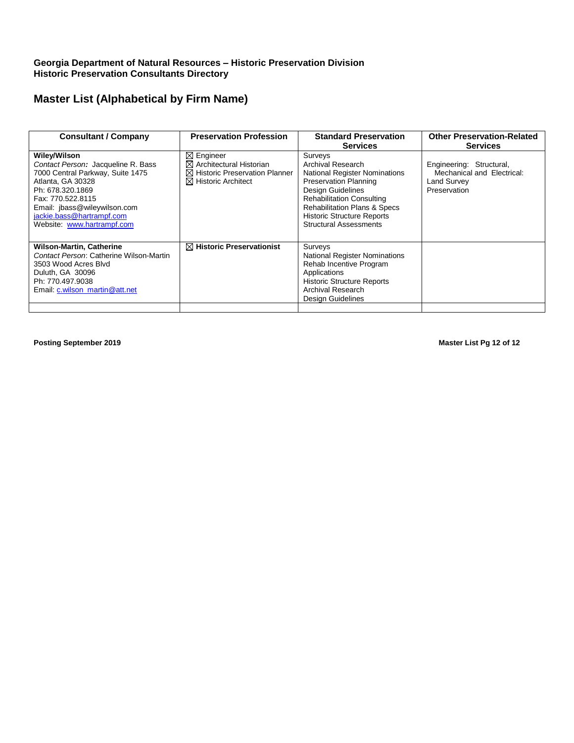**Georgia Department of Natural Resources – Historic Preservation Division**
**Historic Preservation Consultants Directory**

## Master List (Alphabetical by Firm Name)

| Consultant / Company | Preservation Profession | Standard Preservation Services | Other Preservation-Related Services |
|---|---|---|---|
| **Wiley/Wilson**<br>*Contact Person:* Jacqueline R. Bass<br>7000 Central Parkway, Suite 1475<br>Atlanta, GA 30328<br>Ph: 678.320.1869<br>Fax: 770.522.8115<br>Email: jbass@wileywilson.com<br>jackie.bass@hartrampf.com<br>Website: www.hartrampf.com | ☒ Engineer<br>☒ Architectural Historian<br>☒ Historic Preservation Planner<br>☒ Historic Architect | Surveys<br>Archival Research<br>National Register Nominations<br>Preservation Planning<br>Design Guidelines<br>Rehabilitation Consulting<br>Rehabilitation Plans & Specs<br>Historic Structure Reports<br>Structural Assessments | Engineering: Structural, Mechanical and Electrical:<br>Land Survey<br>Preservation |
| **Wilson-Martin, Catherine**<br>*Contact Person*: Catherine Wilson-Martin<br>3503 Wood Acres Blvd<br>Duluth, GA 30096<br>Ph: 770.497.9038<br>Email: c.wilson_martin@att.net | ☒ **Historic Preservationist** | Surveys<br>National Register Nominations<br>Rehab Incentive Program Applications<br>Historic Structure Reports<br>Archival Research<br>Design Guidelines | |
| | | | |

**Posting September 2019**